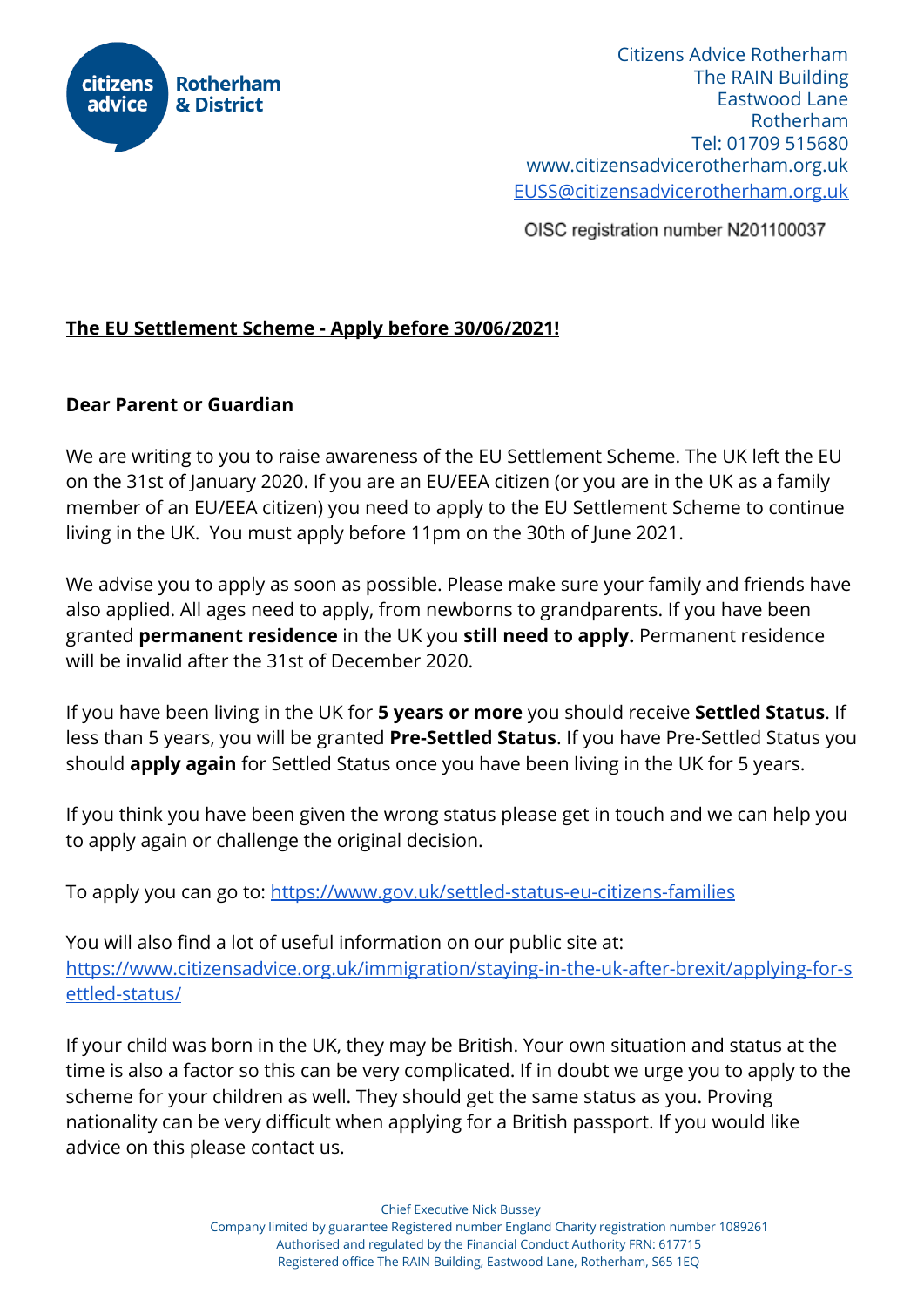citizens advice Rotherham & District

Citizens Advice Rotherham
The RAIN Building
Eastwood Lane
Rotherham
Tel: 01709 515680
www.citizensadvicerotherham.org.uk
[EUSS@citizensadvicerotherham.org.uk](mailto:EUSS@citizensadvicerotherham.org.uk)

OISC registration number N201100037

**The EU Settlement Scheme - Apply before 30/06/2021!**

**Dear Parent or Guardian**

We are writing to you to raise awareness of the EU Settlement Scheme. The UK left the EU on the 31st of January 2020. If you are an EU/EEA citizen (or you are in the UK as a family member of an EU/EEA citizen) you need to apply to the EU Settlement Scheme to continue living in the UK. You must apply before 11pm on the 30th of June 2021.

We advise you to apply as soon as possible. Please make sure your family and friends have also applied. All ages need to apply, from newborns to grandparents. If you have been granted **permanent residence** in the UK you **still need to apply.** Permanent residence will be invalid after the 31st of December 2020.

If you have been living in the UK for **5 years or more** you should receive **Settled Status**. If less than 5 years, you will be granted **Pre-Settled Status**. If you have Pre-Settled Status you should **apply again** for Settled Status once you have been living in the UK for 5 years.

If you think you have been given the wrong status please get in touch and we can help you to apply again or challenge the original decision.

To apply you can go to: [https://www.gov.uk/settled-status-eu-citizens-families](https://www.gov.uk/settled-status-eu-citizens-families)

You will also find a lot of useful information on our public site at: [https://www.citizensadvice.org.uk/immigration/staying-in-the-uk-after-brexit/applying-for-settled-status/](https://www.citizensadvice.org.uk/immigration/staying-in-the-uk-after-brexit/applying-for-settled-status/)

If your child was born in the UK, they may be British. Your own situation and status at the time is also a factor so this can be very complicated. If in doubt we urge you to apply to the scheme for your children as well. They should get the same status as you. Proving nationality can be very difficult when applying for a British passport. If you would like advice on this please contact us.

Chief Executive Nick Bussey
Company limited by guarantee Registered number England Charity registration number 1089261
Authorised and regulated by the Financial Conduct Authority FRN: 617715
Registered office The RAIN Building, Eastwood Lane, Rotherham, S65 1EQ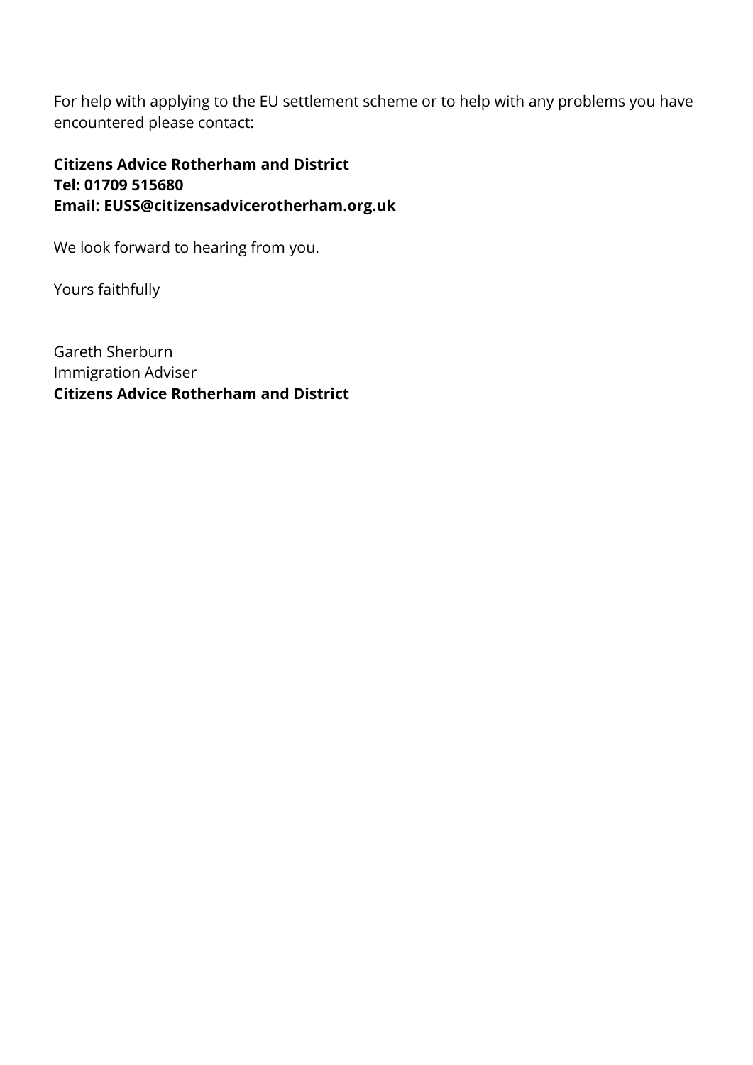For help with applying to the EU settlement scheme or to help with any problems you have encountered please contact:

**Citizens Advice Rotherham and District**
**Tel: 01709 515680**
**Email: EUSS@citizensadvicerotherham.org.uk**

We look forward to hearing from you.

Yours faithfully

Gareth Sherburn
Immigration Adviser
**Citizens Advice Rotherham and District**